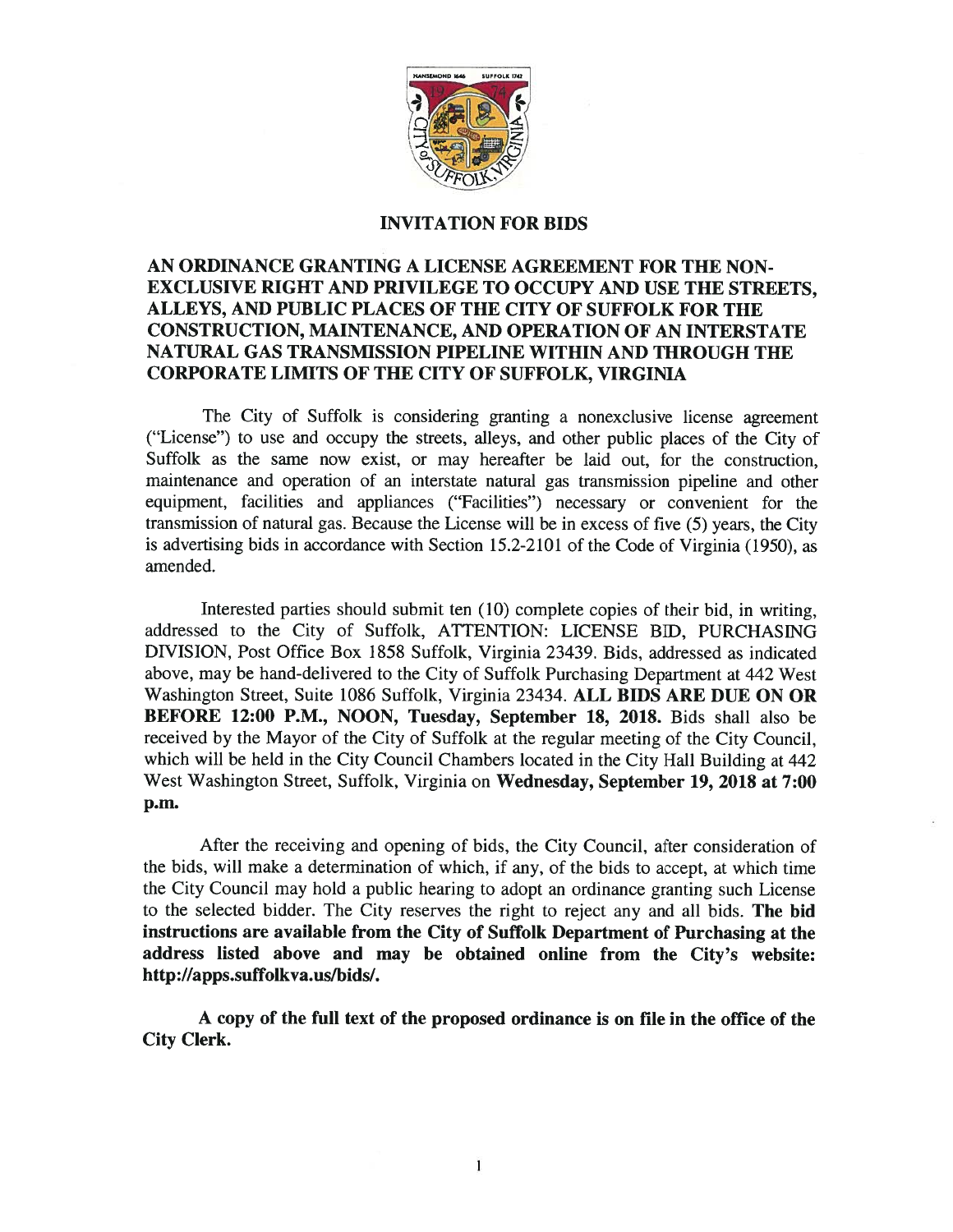# INVITATION FOR BIDS

## AN ORDINANCE GRANTING A LICENSE AGREEMENT FOR THE NON-EXCLUSIVE RIGHT AND PRIVILEGE TO OCCUPY AND USE THE STREETS, ALLEYS, AND PUBLIC PLACES OF THE CITY OF SUFFOLK FOR THE CONSTRUCTION, MAINTENANCE, AND OPERATION OF AN INTERSTATE NATURAL GAS TRANSMISSION PIPELINE WITHIN AND THROUGH THE CORPORATE LIMITS OF THE CITY OF SUFFOLK, VIRGINIA

The City of Suffolk is considering granting a nonexclusive license agreement ("License") to use and occupy the streets, alleys, and other public places of the City of Suffolk as the same now exist, or may hereafter be laid out, for the construction, maintenance and operation of an interstate natural gas transmission pipeline and other equipment, facilities and appliances ("Facilities") necessary or convenient for the transmission of natural gas. Because the License will be in excess of five (5) years, the City is advertising bids in accordance with Section 15.2-2101 of the Code of Virginia (1950), as amended.

Interested parties should submit ten (10) complete copies of their bid, in writing, addressed to the City of Suffolk, ATTENTION: LICENSE BID, PURCHASING DIVISION, Post Office Box 1858 Suffolk, Virginia 23439. Bids, addressed as indicated above, may be hand-delivered to the City of Suffolk Purchasing Department at 442 West Washington Street, Suite 1086 Suffolk, Virginia 23434. **ALL BIDS ARE DUE ON OR BEFORE 12:00 P.M., NOON, Tuesday, September 18, 2018.** Bids shall also be received by the Mayor of the City of Suffolk at the regular meeting of the City Council, which will be held in the City Council Chambers located in the City Hall Building at 442 West Washington Street, Suffolk, Virginia on **Wednesday, September 19, 2018 at 7:00 p.m.**

After the receiving and opening of bids, the City Council, after consideration of the bids, will make a determination of which, if any, of the bids to accept, at which time the City Council may hold a public hearing to adopt an ordinance granting such License to the selected bidder. The City reserves the right to reject any and all bids. **The bid instructions are available from the City of Suffolk Department of Purchasing at the address listed above and may be obtained online from the City's website: http://apps.suffolkva.us/bids/.**

**A copy of the full text of the proposed ordinance is on file in the office of the City Clerk.**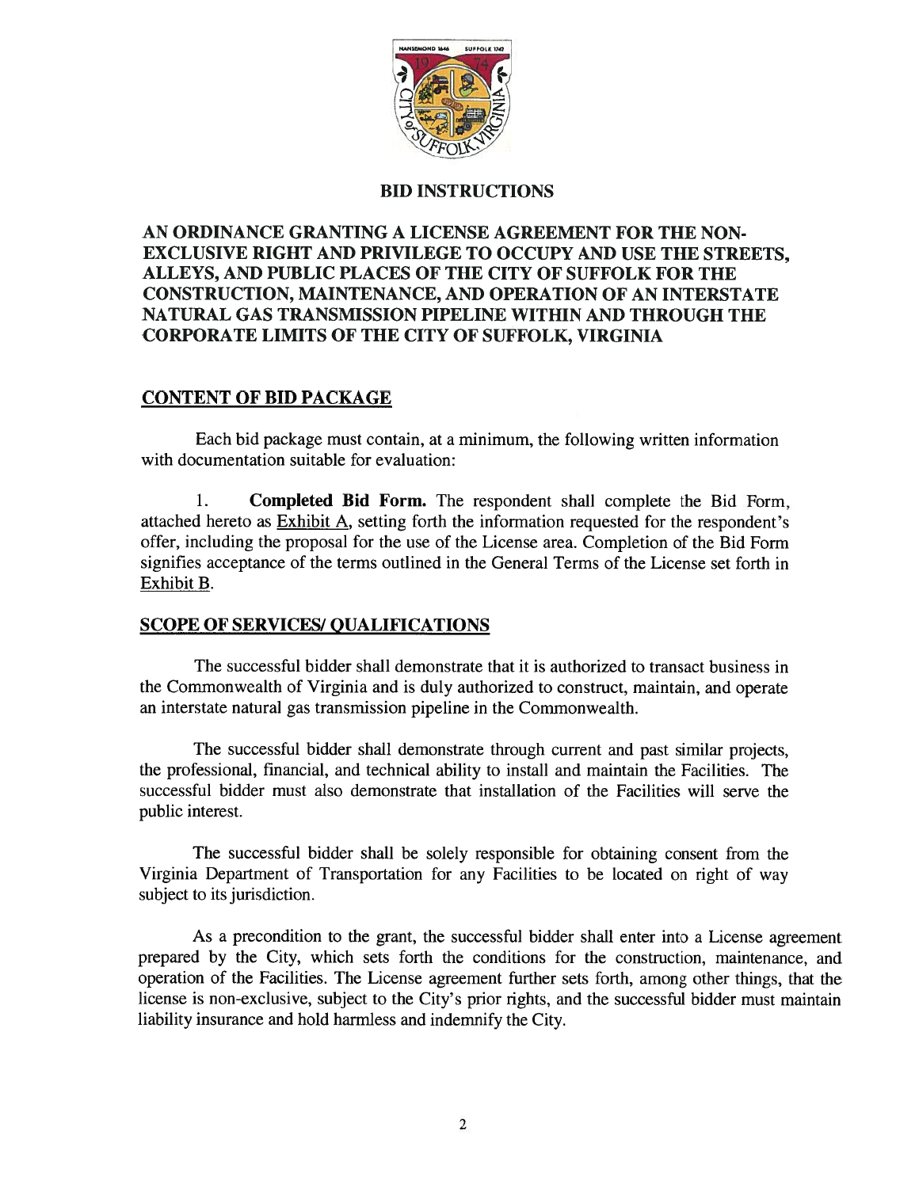## BID INSTRUCTIONS

## AN ORDINANCE GRANTING A LICENSE AGREEMENT FOR THE NON-EXCLUSIVE RIGHT AND PRIVILEGE TO OCCUPY AND USE THE STREETS, ALLEYS, AND PUBLIC PLACES OF THE CITY OF SUFFOLK FOR THE CONSTRUCTION, MAINTENANCE, AND OPERATION OF AN INTERSTATE NATURAL GAS TRANSMISSION PIPELINE WITHIN AND THROUGH THE CORPORATE LIMITS OF THE CITY OF SUFFOLK, VIRGINIA

### CONTENT OF BID PACKAGE

Each bid package must contain, at a minimum, the following written information with documentation suitable for evaluation:

1. **Completed Bid Form.** The respondent shall complete the Bid Form, attached hereto as Exhibit A, setting forth the information requested for the respondent's offer, including the proposal for the use of the License area. Completion of the Bid Form signifies acceptance of the terms outlined in the General Terms of the License set forth in Exhibit B.

### SCOPE OF SERVICES/ QUALIFICATIONS

The successful bidder shall demonstrate that it is authorized to transact business in the Commonwealth of Virginia and is duly authorized to construct, maintain, and operate an interstate natural gas transmission pipeline in the Commonwealth.

The successful bidder shall demonstrate through current and past similar projects, the professional, financial, and technical ability to install and maintain the Facilities. The successful bidder must also demonstrate that installation of the Facilities will serve the public interest.

The successful bidder shall be solely responsible for obtaining consent from the Virginia Department of Transportation for any Facilities to be located on right of way subject to its jurisdiction.

As a precondition to the grant, the successful bidder shall enter into a License agreement prepared by the City, which sets forth the conditions for the construction, maintenance, and operation of the Facilities. The License agreement further sets forth, among other things, that the license is non-exclusive, subject to the City's prior rights, and the successful bidder must maintain liability insurance and hold harmless and indemnify the City.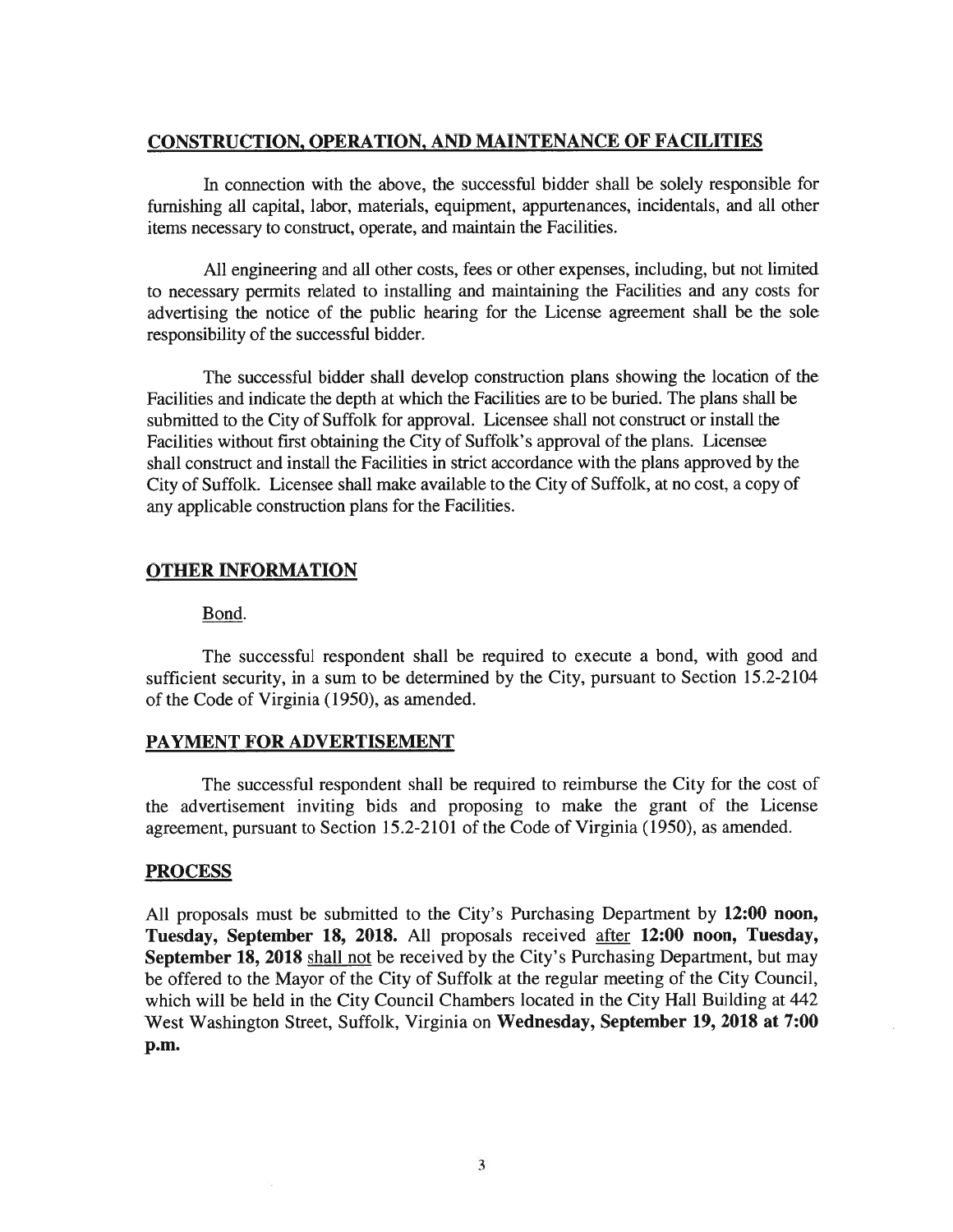## CONSTRUCTION, OPERATION, AND MAINTENANCE OF FACILITIES

In connection with the above, the successful bidder shall be solely responsible for furnishing all capital, labor, materials, equipment, appurtenances, incidentals, and all other items necessary to construct, operate, and maintain the Facilities.

All engineering and all other costs, fees or other expenses, including, but not limited to necessary permits related to installing and maintaining the Facilities and any costs for advertising the notice of the public hearing for the License agreement shall be the sole responsibility of the successful bidder.

The successful bidder shall develop construction plans showing the location of the Facilities and indicate the depth at which the Facilities are to be buried. The plans shall be submitted to the City of Suffolk for approval. Licensee shall not construct or install the Facilities without first obtaining the City of Suffolk's approval of the plans. Licensee shall construct and install the Facilities in strict accordance with the plans approved by the City of Suffolk. Licensee shall make available to the City of Suffolk, at no cost, a copy of any applicable construction plans for the Facilities.

## OTHER INFORMATION

Bond.

The successful respondent shall be required to execute a bond, with good and sufficient security, in a sum to be determined by the City, pursuant to Section 15.2-2104 of the Code of Virginia (1950), as amended.

## PAYMENT FOR ADVERTISEMENT

The successful respondent shall be required to reimburse the City for the cost of the advertisement inviting bids and proposing to make the grant of the License agreement, pursuant to Section 15.2-2101 of the Code of Virginia (1950), as amended.

## PROCESS

All proposals must be submitted to the City's Purchasing Department by **12:00 noon, Tuesday, September 18, 2018.** All proposals received after **12:00 noon, Tuesday, September 18, 2018** shall not be received by the City's Purchasing Department, but may be offered to the Mayor of the City of Suffolk at the regular meeting of the City Council, which will be held in the City Council Chambers located in the City Hall Building at 442 West Washington Street, Suffolk, Virginia on **Wednesday, September 19, 2018 at 7:00 p.m.**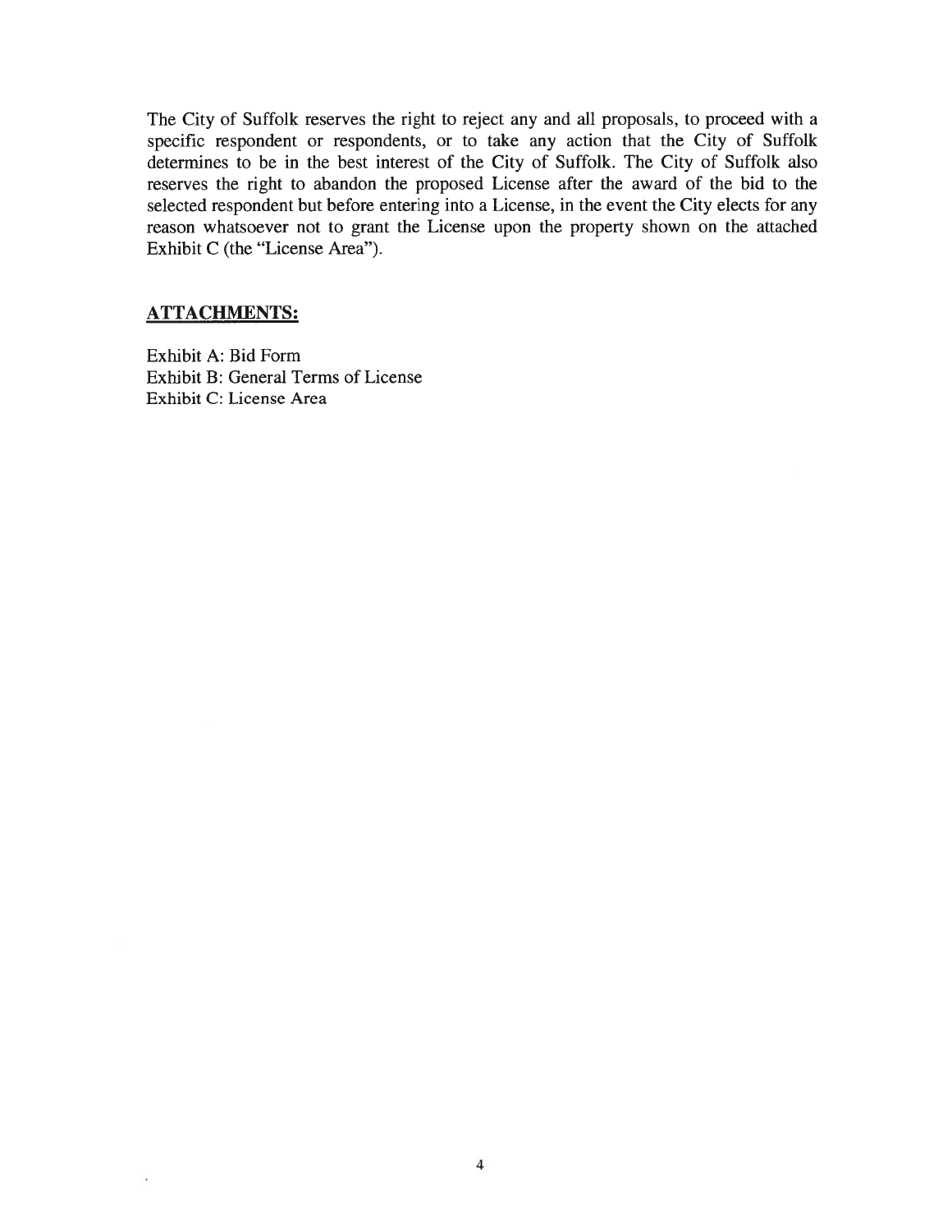The City of Suffolk reserves the right to reject any and all proposals, to proceed with a specific respondent or respondents, or to take any action that the City of Suffolk determines to be in the best interest of the City of Suffolk. The City of Suffolk also reserves the right to abandon the proposed License after the award of the bid to the selected respondent but before entering into a License, in the event the City elects for any reason whatsoever not to grant the License upon the property shown on the attached Exhibit C (the "License Area").

## ATTACHMENTS:

Exhibit A: Bid Form
Exhibit B: General Terms of License
Exhibit C: License Area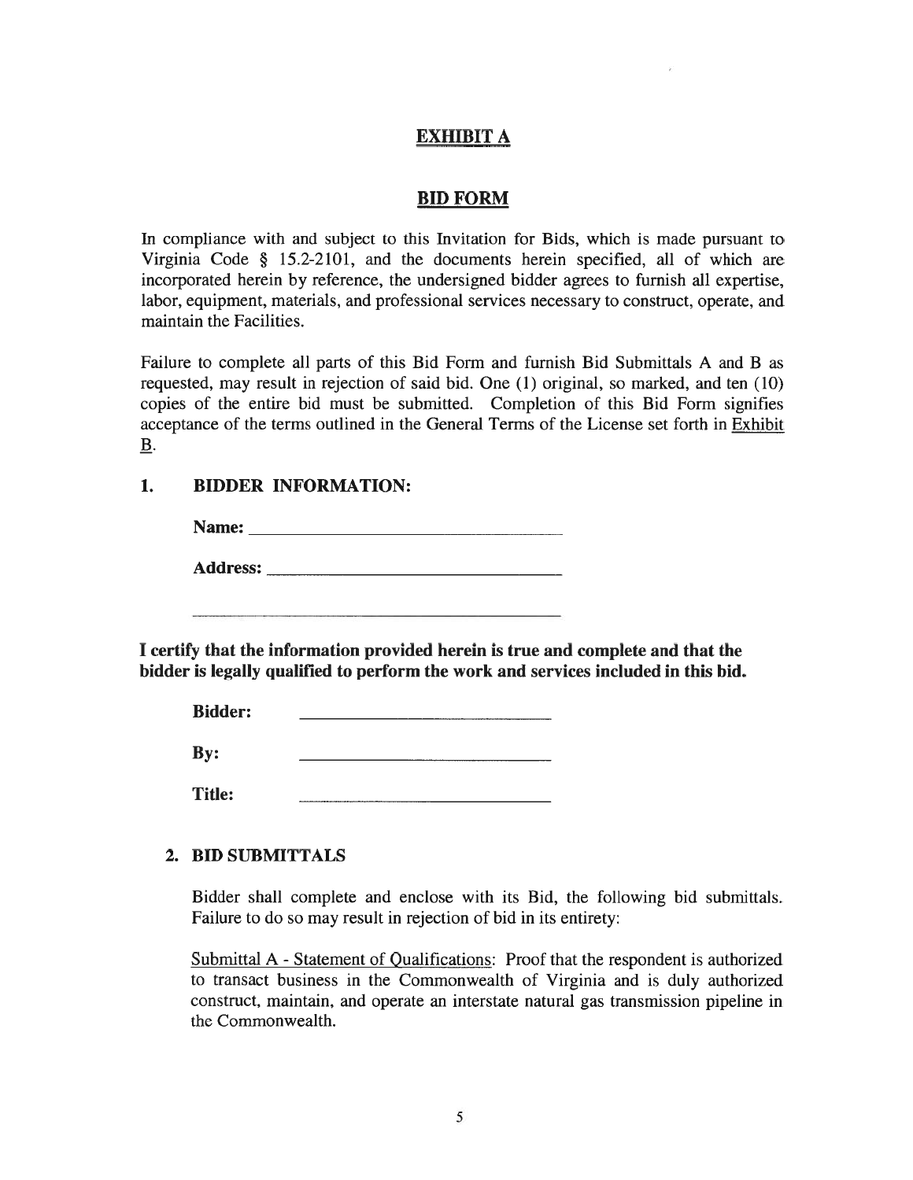# EXHIBIT A

## BID FORM

In compliance with and subject to this Invitation for Bids, which is made pursuant to Virginia Code § 15.2-2101, and the documents herein specified, all of which are incorporated herein by reference, the undersigned bidder agrees to furnish all expertise, labor, equipment, materials, and professional services necessary to construct, operate, and maintain the Facilities.

Failure to complete all parts of this Bid Form and furnish Bid Submittals A and B as requested, may result in rejection of said bid. One (1) original, so marked, and ten (10) copies of the entire bid must be submitted. Completion of this Bid Form signifies acceptance of the terms outlined in the General Terms of the License set forth in Exhibit B.

### 1. BIDDER INFORMATION:

**Name:** ______________________________

**Address:** ______________________________

______________________________

**I certify that the information provided herein is true and complete and that the bidder is legally qualified to perform the work and services included in this bid.**

**Bidder:** ______________________________

**By:** ______________________________

**Title:** ______________________________

### 2. BID SUBMITTALS

Bidder shall complete and enclose with its Bid, the following bid submittals. Failure to do so may result in rejection of bid in its entirety:

Submittal A - Statement of Qualifications: Proof that the respondent is authorized to transact business in the Commonwealth of Virginia and is duly authorized construct, maintain, and operate an interstate natural gas transmission pipeline in the Commonwealth.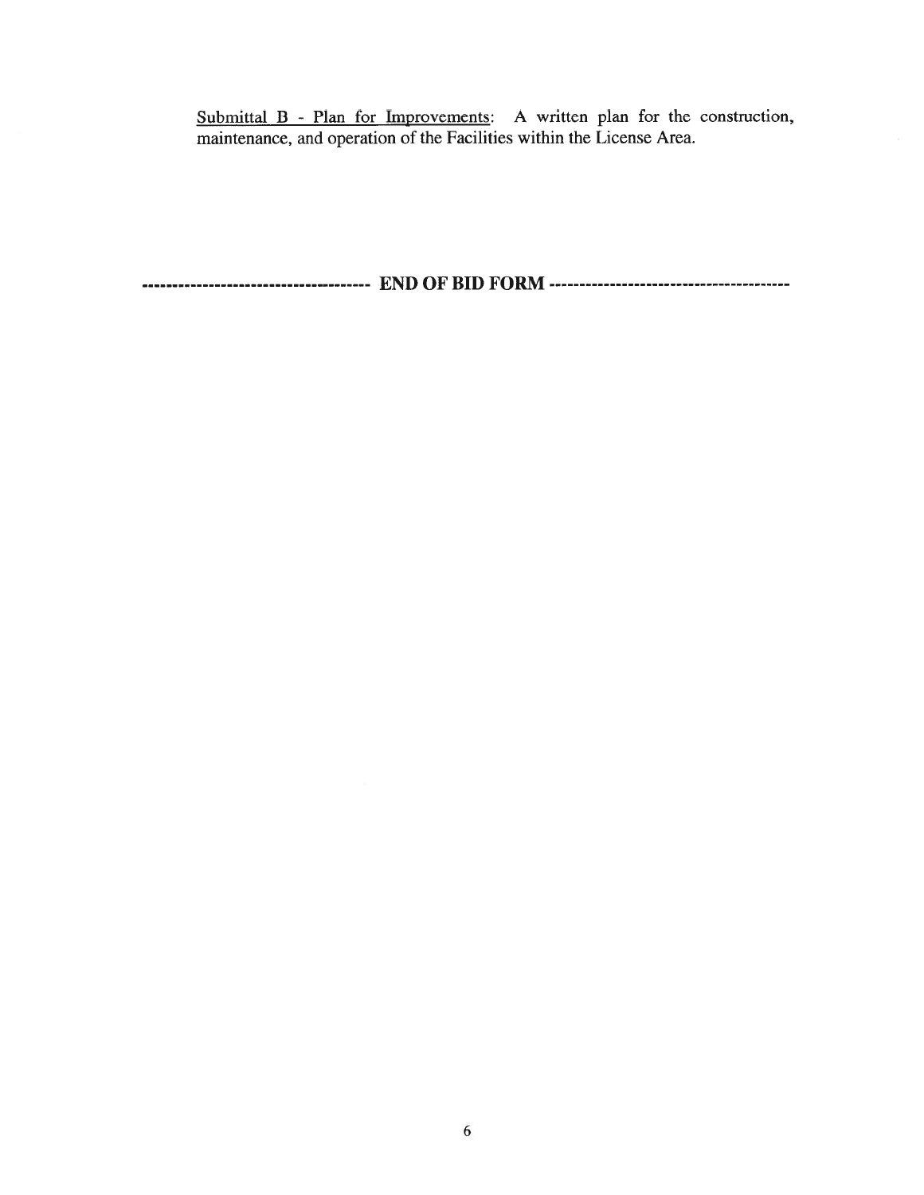Submittal B - Plan for Improvements: A written plan for the construction, maintenance, and operation of the Facilities within the License Area.

------------------------------------ **END OF BID FORM** --------------------------------------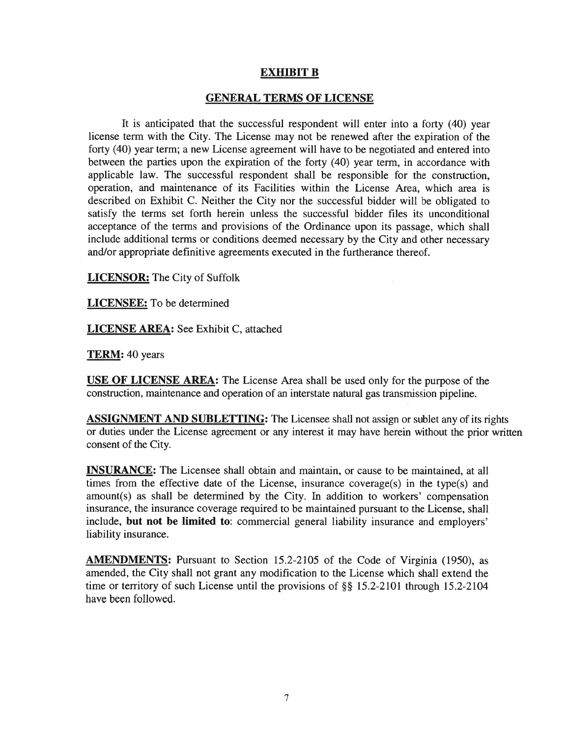# EXHIBIT B

## GENERAL TERMS OF LICENSE

It is anticipated that the successful respondent will enter into a forty (40) year license term with the City. The License may not be renewed after the expiration of the forty (40) year term; a new License agreement will have to be negotiated and entered into between the parties upon the expiration of the forty (40) year term, in accordance with applicable law. The successful respondent shall be responsible for the construction, operation, and maintenance of its Facilities within the License Area, which area is described on Exhibit C. Neither the City nor the successful bidder will be obligated to satisfy the terms set forth herein unless the successful bidder files its unconditional acceptance of the terms and provisions of the Ordinance upon its passage, which shall include additional terms or conditions deemed necessary by the City and other necessary and/or appropriate definitive agreements executed in the furtherance thereof.

**LICENSOR:** The City of Suffolk

**LICENSEE:** To be determined

**LICENSE AREA:** See Exhibit C, attached

**TERM:** 40 years

**USE OF LICENSE AREA:** The License Area shall be used only for the purpose of the construction, maintenance and operation of an interstate natural gas transmission pipeline.

**ASSIGNMENT AND SUBLETTING:** The Licensee shall not assign or sublet any of its rights or duties under the License agreement or any interest it may have herein without the prior written consent of the City.

**INSURANCE:** The Licensee shall obtain and maintain, or cause to be maintained, at all times from the effective date of the License, insurance coverage(s) in the type(s) and amount(s) as shall be determined by the City. In addition to workers' compensation insurance, the insurance coverage required to be maintained pursuant to the License, shall include, **but not be limited to**: commercial general liability insurance and employers' liability insurance.

**AMENDMENTS:** Pursuant to Section 15.2-2105 of the Code of Virginia (1950), as amended, the City shall not grant any modification to the License which shall extend the time or territory of such License until the provisions of §§ 15.2-2101 through 15.2-2104 have been followed.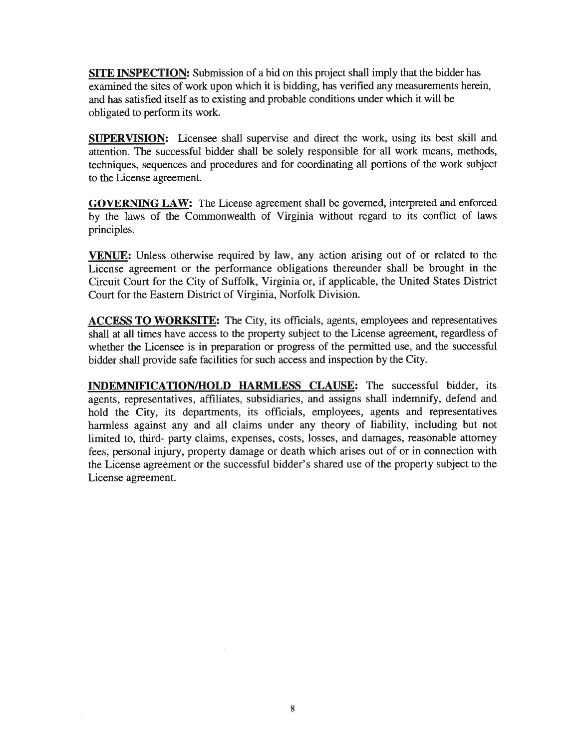**SITE INSPECTION:** Submission of a bid on this project shall imply that the bidder has examined the sites of work upon which it is bidding, has verified any measurements herein, and has satisfied itself as to existing and probable conditions under which it will be obligated to perform its work.

**SUPERVISION:** Licensee shall supervise and direct the work, using its best skill and attention. The successful bidder shall be solely responsible for all work means, methods, techniques, sequences and procedures and for coordinating all portions of the work subject to the License agreement.

**GOVERNING LAW:** The License agreement shall be governed, interpreted and enforced by the laws of the Commonwealth of Virginia without regard to its conflict of laws principles.

**VENUE:** Unless otherwise required by law, any action arising out of or related to the License agreement or the performance obligations thereunder shall be brought in the Circuit Court for the City of Suffolk, Virginia or, if applicable, the United States District Court for the Eastern District of Virginia, Norfolk Division.

**ACCESS TO WORKSITE:** The City, its officials, agents, employees and representatives shall at all times have access to the property subject to the License agreement, regardless of whether the Licensee is in preparation or progress of the permitted use, and the successful bidder shall provide safe facilities for such access and inspection by the City.

**INDEMNIFICATION/HOLD HARMLESS CLAUSE:** The successful bidder, its agents, representatives, affiliates, subsidiaries, and assigns shall indemnify, defend and hold the City, its departments, its officials, employees, agents and representatives harmless against any and all claims under any theory of liability, including but not limited to, third- party claims, expenses, costs, losses, and damages, reasonable attorney fees, personal injury, property damage or death which arises out of or in connection with the License agreement or the successful bidder's shared use of the property subject to the License agreement.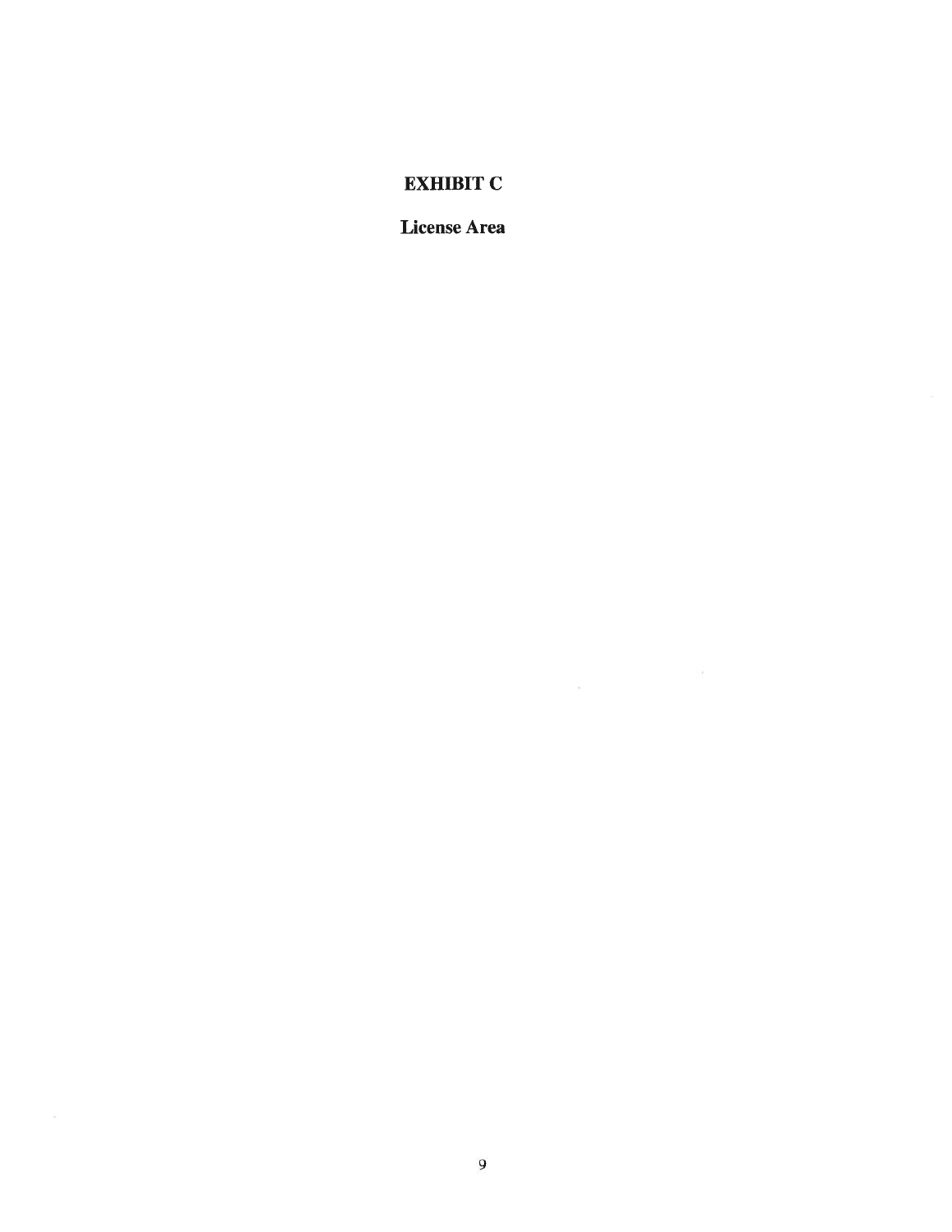# EXHIBIT C

## License Area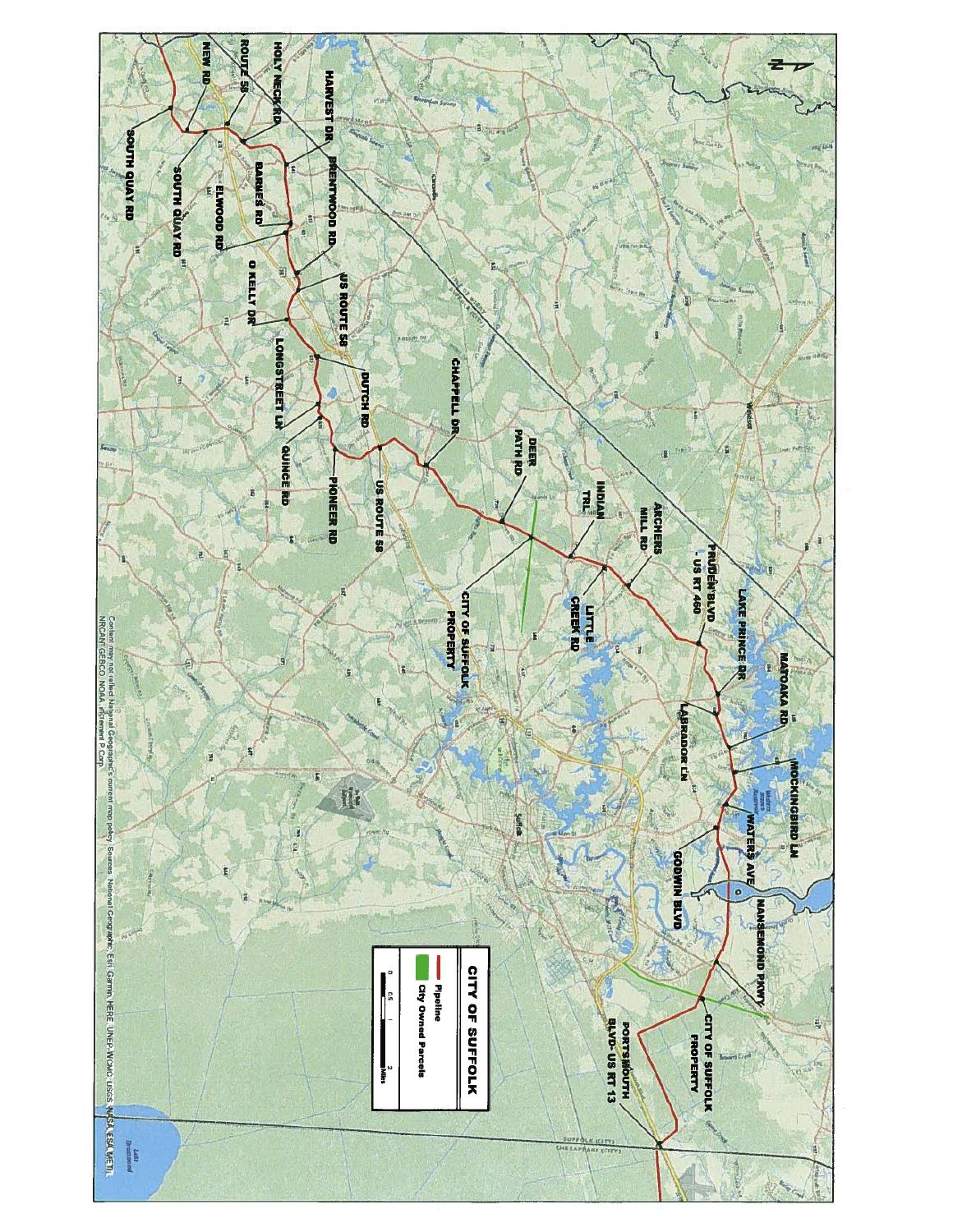CITY OF SUFFOLK

Pipeline

City Owned Parcels

0 0.5 1 2 Miles

SOUTH QUAY RD

NEW RD

ROUTE 58

HOLY NECK RD

HARVEST DR

SOUTH QUAY RD

ELWOOD RD

BARNES RD

BRENTWOOD RD

O KELLY DR

US ROUTE 58

LONGSTREET LN

DUTCH RD

CHAPPELL DR

QUINCE RD

PIONEER RD

US ROUTE 58

DEER PATH RD

CITY OF SUFFOLK PROPERTY

INDIAN TRL

LITTLE CREEK RD

ARCHERS MILL RD

PRUDEN BLVD - US RT 460

LAKE PRINCE DR

LABRADOR LN

MATOAKA RD

MOCKINGBIRD LN

WATERS AVE

GODWIN BLVD

NANSEMOND PKWY

CITY OF SUFFOLK PROPERTY

PORTSMOUTH BLVD - US RT 13

SUFFOLK (CITY)

CHESAPEAKE (CITY)

Content may not reflect National Geographic's current map policy. Sources: National Geographic, Esri, Garmin, HERE, UNEP-WCMC, USGS, NASA, ESA, METI, NRCAN, GEBCO, NOAA, increment P Corp.